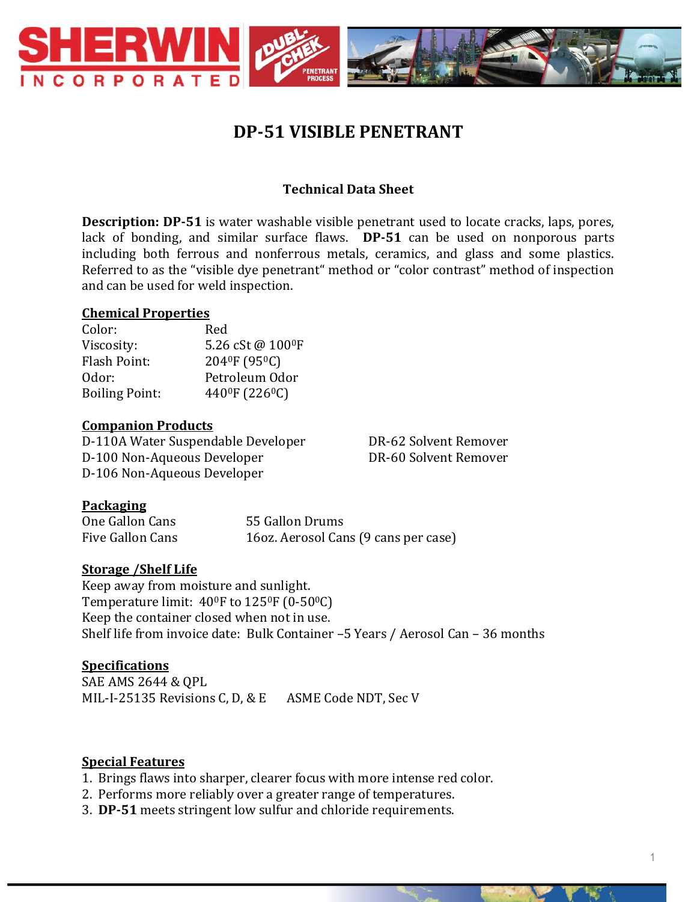# DP-51 VISIBLE PENETRANT

## Technical Data Sheet

**Description: DP-51** is water washable visible penetrant used to locate cracks, laps, pores, lack of bonding, and similar surface flaws. **DP-51** can be used on nonporous parts including both ferrous and nonferrous metals, ceramics, and glass and some plastics. Referred to as the "visible dye penetrant" method or "color contrast" method of inspection and can be used for weld inspection.

**Chemical Properties**

| | |
|---|---|
| Color: | Red |
| Viscosity: | 5.26 cSt @ 100$^0$F |
| Flash Point: | 204$^0$F (95$^0$C) |
| Odor: | Petroleum Odor |
| Boiling Point: | 440$^0$F (226$^0$C) |

**Companion Products**

D-110A Water Suspendable Developer
D-100 Non-Aqueous Developer
D-106 Non-Aqueous Developer
DR-62 Solvent Remover
DR-60 Solvent Remover

**Packaging**

One Gallon Cans
Five Gallon Cans
55 Gallon Drums
16oz. Aerosol Cans (9 cans per case)

**Storage /Shelf Life**

Keep away from moisture and sunlight.
Temperature limit: 40$^0$F to 125$^0$F (0-50$^0$C)
Keep the container closed when not in use.
Shelf life from invoice date: Bulk Container –5 Years / Aerosol Can – 36 months

**Specifications**

SAE AMS 2644 & QPL
MIL-I-25135 Revisions C, D, & E
ASME Code NDT, Sec V

**Special Features**

1. Brings flaws into sharper, clearer focus with more intense red color.
2. Performs more reliably over a greater range of temperatures.
3. **DP-51** meets stringent low sulfur and chloride requirements.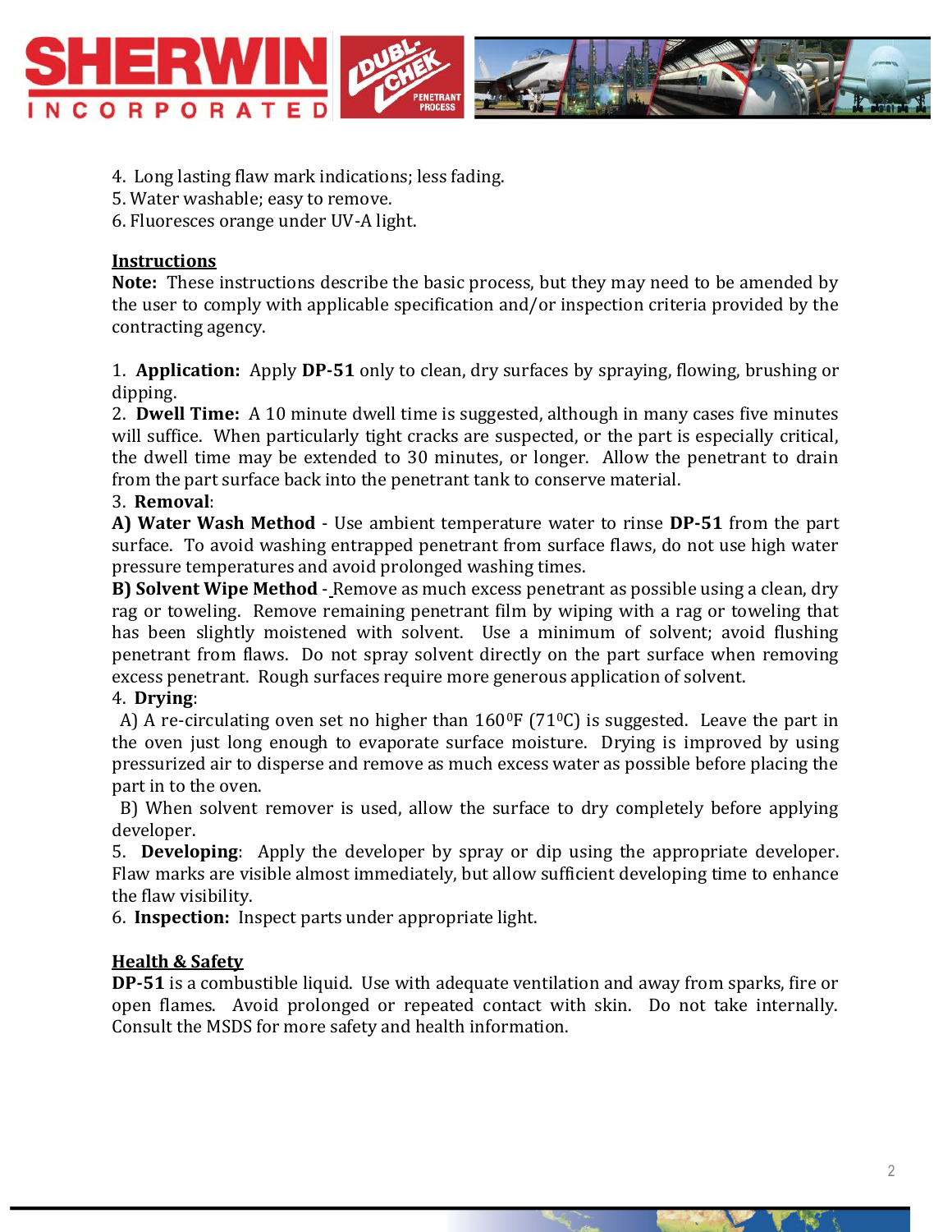4. Long lasting flaw mark indications; less fading.
5. Water washable; easy to remove.
6. Fluoresces orange under UV-A light.

## Instructions

**Note:** These instructions describe the basic process, but they may need to be amended by the user to comply with applicable specification and/or inspection criteria provided by the contracting agency.

1. **Application:** Apply **DP-51** only to clean, dry surfaces by spraying, flowing, brushing or dipping.
2. **Dwell Time:** A 10 minute dwell time is suggested, although in many cases five minutes will suffice. When particularly tight cracks are suspected, or the part is especially critical, the dwell time may be extended to 30 minutes, or longer. Allow the penetrant to drain from the part surface back into the penetrant tank to conserve material.
3. **Removal**:

**A) Water Wash Method** - Use ambient temperature water to rinse **DP-51** from the part surface. To avoid washing entrapped penetrant from surface flaws, do not use high water pressure temperatures and avoid prolonged washing times.

**B) Solvent Wipe Method** - Remove as much excess penetrant as possible using a clean, dry rag or toweling. Remove remaining penetrant film by wiping with a rag or toweling that has been slightly moistened with solvent. Use a minimum of solvent; avoid flushing penetrant from flaws. Do not spray solvent directly on the part surface when removing excess penetrant. Rough surfaces require more generous application of solvent.

4. **Drying**:

A) A re-circulating oven set no higher than 160$^0$F (71$^0$C) is suggested. Leave the part in the oven just long enough to evaporate surface moisture. Drying is improved by using pressurized air to disperse and remove as much excess water as possible before placing the part in to the oven.

B) When solvent remover is used, allow the surface to dry completely before applying developer.

5. **Developing**: Apply the developer by spray or dip using the appropriate developer. Flaw marks are visible almost immediately, but allow sufficient developing time to enhance the flaw visibility.
6. **Inspection:** Inspect parts under appropriate light.

## Health & Safety

**DP-51** is a combustible liquid. Use with adequate ventilation and away from sparks, fire or open flames. Avoid prolonged or repeated contact with skin. Do not take internally. Consult the MSDS for more safety and health information.